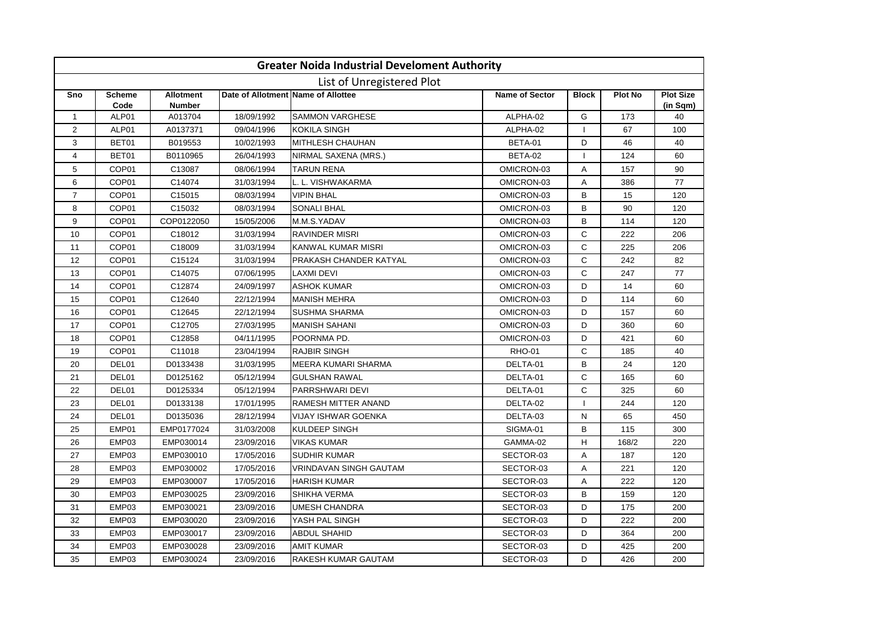# Greater Noida Industrial Develoment Authority

## List of Unregistered Plot

| Sno | Scheme Code | Allotment Number | Date of Allotment | Name of Allottee | Name of Sector | Block | Plot No | Plot Size (in Sqm) |
|---|---|---|---|---|---|---|---|---|
| 1 | ALP01 | A013704 | 18/09/1992 | SAMMON VARGHESE | ALPHA-02 | G | 173 | 40 |
| 2 | ALP01 | A0137371 | 09/04/1996 | KOKILA SINGH | ALPHA-02 | I | 67 | 100 |
| 3 | BET01 | B019553 | 10/02/1993 | MITHLESH CHAUHAN | BETA-01 | D | 46 | 40 |
| 4 | BET01 | B0110965 | 26/04/1993 | NIRMAL SAXENA (MRS.) | BETA-02 | I | 124 | 60 |
| 5 | COP01 | C13087 | 08/06/1994 | TARUN RENA | OMICRON-03 | A | 157 | 90 |
| 6 | COP01 | C14074 | 31/03/1994 | L. L. VISHWAKARMA | OMICRON-03 | A | 386 | 77 |
| 7 | COP01 | C15015 | 08/03/1994 | VIPIN BHAL | OMICRON-03 | B | 15 | 120 |
| 8 | COP01 | C15032 | 08/03/1994 | SONALI BHAL | OMICRON-03 | B | 90 | 120 |
| 9 | COP01 | COP0122050 | 15/05/2006 | M.M.S.YADAV | OMICRON-03 | B | 114 | 120 |
| 10 | COP01 | C18012 | 31/03/1994 | RAVINDER MISRI | OMICRON-03 | C | 222 | 206 |
| 11 | COP01 | C18009 | 31/03/1994 | KANWAL KUMAR MISRI | OMICRON-03 | C | 225 | 206 |
| 12 | COP01 | C15124 | 31/03/1994 | PRAKASH CHANDER KATYAL | OMICRON-03 | C | 242 | 82 |
| 13 | COP01 | C14075 | 07/06/1995 | LAXMI DEVI | OMICRON-03 | C | 247 | 77 |
| 14 | COP01 | C12874 | 24/09/1997 | ASHOK KUMAR | OMICRON-03 | D | 14 | 60 |
| 15 | COP01 | C12640 | 22/12/1994 | MANISH MEHRA | OMICRON-03 | D | 114 | 60 |
| 16 | COP01 | C12645 | 22/12/1994 | SUSHMA SHARMA | OMICRON-03 | D | 157 | 60 |
| 17 | COP01 | C12705 | 27/03/1995 | MANISH SAHANI | OMICRON-03 | D | 360 | 60 |
| 18 | COP01 | C12858 | 04/11/1995 | POORNMA PD. | OMICRON-03 | D | 421 | 60 |
| 19 | COP01 | C11018 | 23/04/1994 | RAJBIR SINGH | RHO-01 | C | 185 | 40 |
| 20 | DEL01 | D0133438 | 31/03/1995 | MEERA KUMARI SHARMA | DELTA-01 | B | 24 | 120 |
| 21 | DEL01 | D0125162 | 05/12/1994 | GULSHAN RAWAL | DELTA-01 | C | 165 | 60 |
| 22 | DEL01 | D0125334 | 05/12/1994 | PARRSHWARI DEVI | DELTA-01 | C | 325 | 60 |
| 23 | DEL01 | D0133138 | 17/01/1995 | RAMESH MITTER ANAND | DELTA-02 | I | 244 | 120 |
| 24 | DEL01 | D0135036 | 28/12/1994 | VIJAY ISHWAR GOENKA | DELTA-03 | N | 65 | 450 |
| 25 | EMP01 | EMP0177024 | 31/03/2008 | KULDEEP SINGH | SIGMA-01 | B | 115 | 300 |
| 26 | EMP03 | EMP030014 | 23/09/2016 | VIKAS KUMAR | GAMMA-02 | H | 168/2 | 220 |
| 27 | EMP03 | EMP030010 | 17/05/2016 | SUDHIR KUMAR | SECTOR-03 | A | 187 | 120 |
| 28 | EMP03 | EMP030002 | 17/05/2016 | VRINDAVAN SINGH GAUTAM | SECTOR-03 | A | 221 | 120 |
| 29 | EMP03 | EMP030007 | 17/05/2016 | HARISH KUMAR | SECTOR-03 | A | 222 | 120 |
| 30 | EMP03 | EMP030025 | 23/09/2016 | SHIKHA VERMA | SECTOR-03 | B | 159 | 120 |
| 31 | EMP03 | EMP030021 | 23/09/2016 | UMESH CHANDRA | SECTOR-03 | D | 175 | 200 |
| 32 | EMP03 | EMP030020 | 23/09/2016 | YASH PAL SINGH | SECTOR-03 | D | 222 | 200 |
| 33 | EMP03 | EMP030017 | 23/09/2016 | ABDUL SHAHID | SECTOR-03 | D | 364 | 200 |
| 34 | EMP03 | EMP030028 | 23/09/2016 | AMIT KUMAR | SECTOR-03 | D | 425 | 200 |
| 35 | EMP03 | EMP030024 | 23/09/2016 | RAKESH KUMAR GAUTAM | SECTOR-03 | D | 426 | 200 |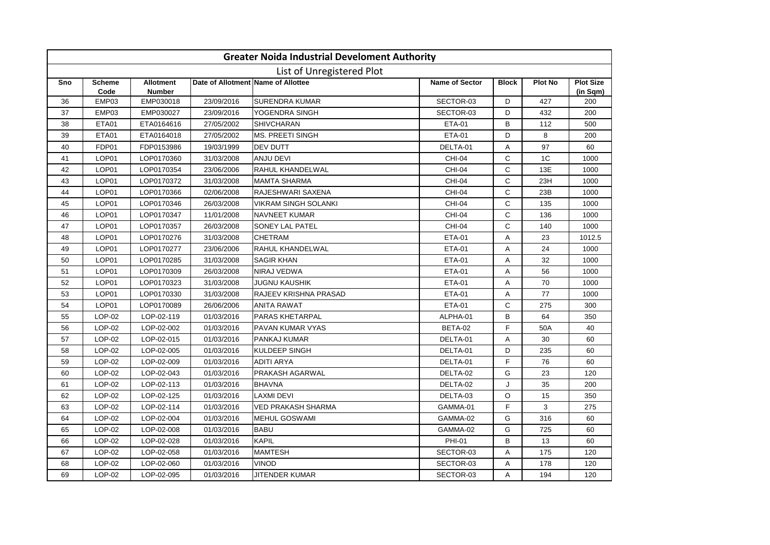# Greater Noida Industrial Develoment Authority

## List of Unregistered Plot

| Sno | Scheme Code | Allotment Number | Date of Allotment | Name of Allottee | Name of Sector | Block | Plot No | Plot Size (in Sqm) |
|---|---|---|---|---|---|---|---|---|
| 36 | EMP03 | EMP030018 | 23/09/2016 | SURENDRA KUMAR | SECTOR-03 | D | 427 | 200 |
| 37 | EMP03 | EMP030027 | 23/09/2016 | YOGENDRA SINGH | SECTOR-03 | D | 432 | 200 |
| 38 | ETA01 | ETA0164616 | 27/05/2002 | SHIVCHARAN | ETA-01 | B | 112 | 500 |
| 39 | ETA01 | ETA0164018 | 27/05/2002 | MS. PREETI SINGH | ETA-01 | D | 8 | 200 |
| 40 | FDP01 | FDP0153986 | 19/03/1999 | DEV DUTT | DELTA-01 | A | 97 | 60 |
| 41 | LOP01 | LOP0170360 | 31/03/2008 | ANJU DEVI | CHI-04 | C | 1C | 1000 |
| 42 | LOP01 | LOP0170354 | 23/06/2006 | RAHUL KHANDELWAL | CHI-04 | C | 13E | 1000 |
| 43 | LOP01 | LOP0170372 | 31/03/2008 | MAMTA SHARMA | CHI-04 | C | 23H | 1000 |
| 44 | LOP01 | LOP0170366 | 02/06/2008 | RAJESHWARI SAXENA | CHI-04 | C | 23B | 1000 |
| 45 | LOP01 | LOP0170346 | 26/03/2008 | VIKRAM SINGH SOLANKI | CHI-04 | C | 135 | 1000 |
| 46 | LOP01 | LOP0170347 | 11/01/2008 | NAVNEET KUMAR | CHI-04 | C | 136 | 1000 |
| 47 | LOP01 | LOP0170357 | 26/03/2008 | SONEY LAL PATEL | CHI-04 | C | 140 | 1000 |
| 48 | LOP01 | LOP0170276 | 31/03/2008 | CHETRAM | ETA-01 | A | 23 | 1012.5 |
| 49 | LOP01 | LOP0170277 | 23/06/2006 | RAHUL KHANDELWAL | ETA-01 | A | 24 | 1000 |
| 50 | LOP01 | LOP0170285 | 31/03/2008 | SAGIR KHAN | ETA-01 | A | 32 | 1000 |
| 51 | LOP01 | LOP0170309 | 26/03/2008 | NIRAJ VEDWA | ETA-01 | A | 56 | 1000 |
| 52 | LOP01 | LOP0170323 | 31/03/2008 | JUGNU KAUSHIK | ETA-01 | A | 70 | 1000 |
| 53 | LOP01 | LOP0170330 | 31/03/2008 | RAJEEV KRISHNA PRASAD | ETA-01 | A | 77 | 1000 |
| 54 | LOP01 | LOP0170089 | 26/06/2006 | ANITA RAWAT | ETA-01 | C | 275 | 300 |
| 55 | LOP-02 | LOP-02-119 | 01/03/2016 | PARAS KHETARPAL | ALPHA-01 | B | 64 | 350 |
| 56 | LOP-02 | LOP-02-002 | 01/03/2016 | PAVAN KUMAR VYAS | BETA-02 | F | 50A | 40 |
| 57 | LOP-02 | LOP-02-015 | 01/03/2016 | PANKAJ KUMAR | DELTA-01 | A | 30 | 60 |
| 58 | LOP-02 | LOP-02-005 | 01/03/2016 | KULDEEP SINGH | DELTA-01 | D | 235 | 60 |
| 59 | LOP-02 | LOP-02-009 | 01/03/2016 | ADITI ARYA | DELTA-01 | F | 76 | 60 |
| 60 | LOP-02 | LOP-02-043 | 01/03/2016 | PRAKASH AGARWAL | DELTA-02 | G | 23 | 120 |
| 61 | LOP-02 | LOP-02-113 | 01/03/2016 | BHAVNA | DELTA-02 | J | 35 | 200 |
| 62 | LOP-02 | LOP-02-125 | 01/03/2016 | LAXMI DEVI | DELTA-03 | O | 15 | 350 |
| 63 | LOP-02 | LOP-02-114 | 01/03/2016 | VED PRAKASH SHARMA | GAMMA-01 | F | 3 | 275 |
| 64 | LOP-02 | LOP-02-004 | 01/03/2016 | MEHUL GOSWAMI | GAMMA-02 | G | 316 | 60 |
| 65 | LOP-02 | LOP-02-008 | 01/03/2016 | BABU | GAMMA-02 | G | 725 | 60 |
| 66 | LOP-02 | LOP-02-028 | 01/03/2016 | KAPIL | PHI-01 | B | 13 | 60 |
| 67 | LOP-02 | LOP-02-058 | 01/03/2016 | MAMTESH | SECTOR-03 | A | 175 | 120 |
| 68 | LOP-02 | LOP-02-060 | 01/03/2016 | VINOD | SECTOR-03 | A | 178 | 120 |
| 69 | LOP-02 | LOP-02-095 | 01/03/2016 | JITENDER KUMAR | SECTOR-03 | A | 194 | 120 |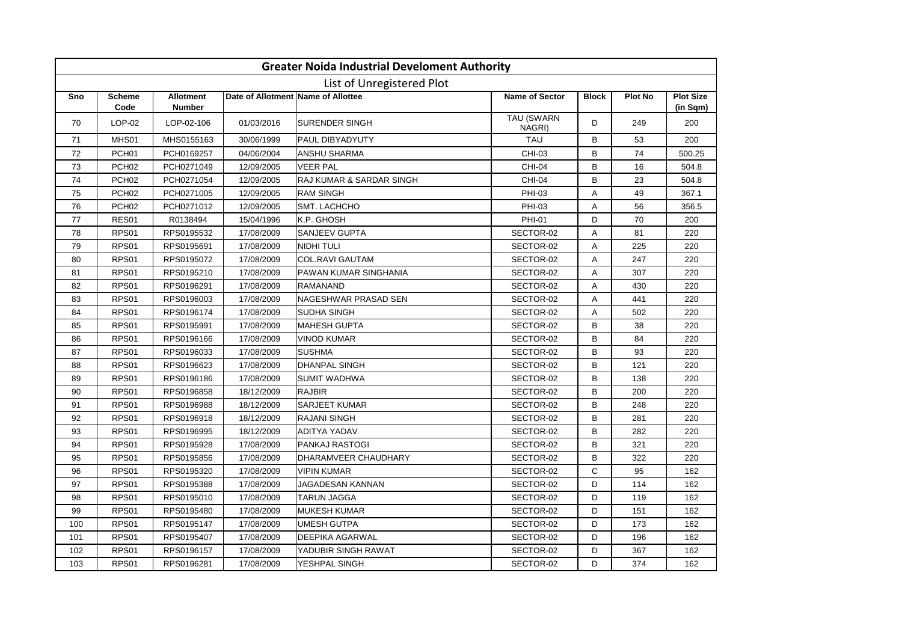# Greater Noida Industrial Develoment Authority

## List of Unregistered Plot

| Sno | Scheme Code | Allotment Number | Date of Allotment | Name of Allottee | Name of Sector | Block | Plot No | Plot Size (in Sqm) |
|---|---|---|---|---|---|---|---|---|
| 70 | LOP-02 | LOP-02-106 | 01/03/2016 | SURENDER SINGH | TAU (SWARN NAGRI) | D | 249 | 200 |
| 71 | MHS01 | MHS0155163 | 30/06/1999 | PAUL DIBYADYUTY | TAU | B | 53 | 200 |
| 72 | PCH01 | PCH0169257 | 04/06/2004 | ANSHU SHARMA | CHI-03 | B | 74 | 500.25 |
| 73 | PCH02 | PCH0271049 | 12/09/2005 | VEER PAL | CHI-04 | B | 16 | 504.8 |
| 74 | PCH02 | PCH0271054 | 12/09/2005 | RAJ KUMAR & SARDAR SINGH | CHI-04 | B | 23 | 504.8 |
| 75 | PCH02 | PCH0271005 | 12/09/2005 | RAM SINGH | PHI-03 | A | 49 | 367.1 |
| 76 | PCH02 | PCH0271012 | 12/09/2005 | SMT. LACHCHO | PHI-03 | A | 56 | 356.5 |
| 77 | RES01 | R0138494 | 15/04/1996 | K.P. GHOSH | PHI-01 | D | 70 | 200 |
| 78 | RPS01 | RPS0195532 | 17/08/2009 | SANJEEV GUPTA | SECTOR-02 | A | 81 | 220 |
| 79 | RPS01 | RPS0195691 | 17/08/2009 | NIDHI TULI | SECTOR-02 | A | 225 | 220 |
| 80 | RPS01 | RPS0195072 | 17/08/2009 | COL.RAVI GAUTAM | SECTOR-02 | A | 247 | 220 |
| 81 | RPS01 | RPS0195210 | 17/08/2009 | PAWAN KUMAR SINGHANIA | SECTOR-02 | A | 307 | 220 |
| 82 | RPS01 | RPS0196291 | 17/08/2009 | RAMANAND | SECTOR-02 | A | 430 | 220 |
| 83 | RPS01 | RPS0196003 | 17/08/2009 | NAGESHWAR PRASAD SEN | SECTOR-02 | A | 441 | 220 |
| 84 | RPS01 | RPS0196174 | 17/08/2009 | SUDHA SINGH | SECTOR-02 | A | 502 | 220 |
| 85 | RPS01 | RPS0195991 | 17/08/2009 | MAHESH GUPTA | SECTOR-02 | B | 38 | 220 |
| 86 | RPS01 | RPS0196166 | 17/08/2009 | VINOD KUMAR | SECTOR-02 | B | 84 | 220 |
| 87 | RPS01 | RPS0196033 | 17/08/2009 | SUSHMA | SECTOR-02 | B | 93 | 220 |
| 88 | RPS01 | RPS0196623 | 17/08/2009 | DHANPAL SINGH | SECTOR-02 | B | 121 | 220 |
| 89 | RPS01 | RPS0196186 | 17/08/2009 | SUMIT WADHWA | SECTOR-02 | B | 138 | 220 |
| 90 | RPS01 | RPS0196858 | 18/12/2009 | RAJBIR | SECTOR-02 | B | 200 | 220 |
| 91 | RPS01 | RPS0196988 | 18/12/2009 | SARJEET KUMAR | SECTOR-02 | B | 248 | 220 |
| 92 | RPS01 | RPS0196918 | 18/12/2009 | RAJANI SINGH | SECTOR-02 | B | 281 | 220 |
| 93 | RPS01 | RPS0196995 | 18/12/2009 | ADITYA YADAV | SECTOR-02 | B | 282 | 220 |
| 94 | RPS01 | RPS0195928 | 17/08/2009 | PANKAJ RASTOGI | SECTOR-02 | B | 321 | 220 |
| 95 | RPS01 | RPS0195856 | 17/08/2009 | DHARAMVEER CHAUDHARY | SECTOR-02 | B | 322 | 220 |
| 96 | RPS01 | RPS0195320 | 17/08/2009 | VIPIN KUMAR | SECTOR-02 | C | 95 | 162 |
| 97 | RPS01 | RPS0195388 | 17/08/2009 | JAGADESAN KANNAN | SECTOR-02 | D | 114 | 162 |
| 98 | RPS01 | RPS0195010 | 17/08/2009 | TARUN JAGGA | SECTOR-02 | D | 119 | 162 |
| 99 | RPS01 | RPS0195480 | 17/08/2009 | MUKESH KUMAR | SECTOR-02 | D | 151 | 162 |
| 100 | RPS01 | RPS0195147 | 17/08/2009 | UMESH GUTPA | SECTOR-02 | D | 173 | 162 |
| 101 | RPS01 | RPS0195407 | 17/08/2009 | DEEPIKA AGARWAL | SECTOR-02 | D | 196 | 162 |
| 102 | RPS01 | RPS0196157 | 17/08/2009 | YADUBIR SINGH RAWAT | SECTOR-02 | D | 367 | 162 |
| 103 | RPS01 | RPS0196281 | 17/08/2009 | YESHPAL SINGH | SECTOR-02 | D | 374 | 162 |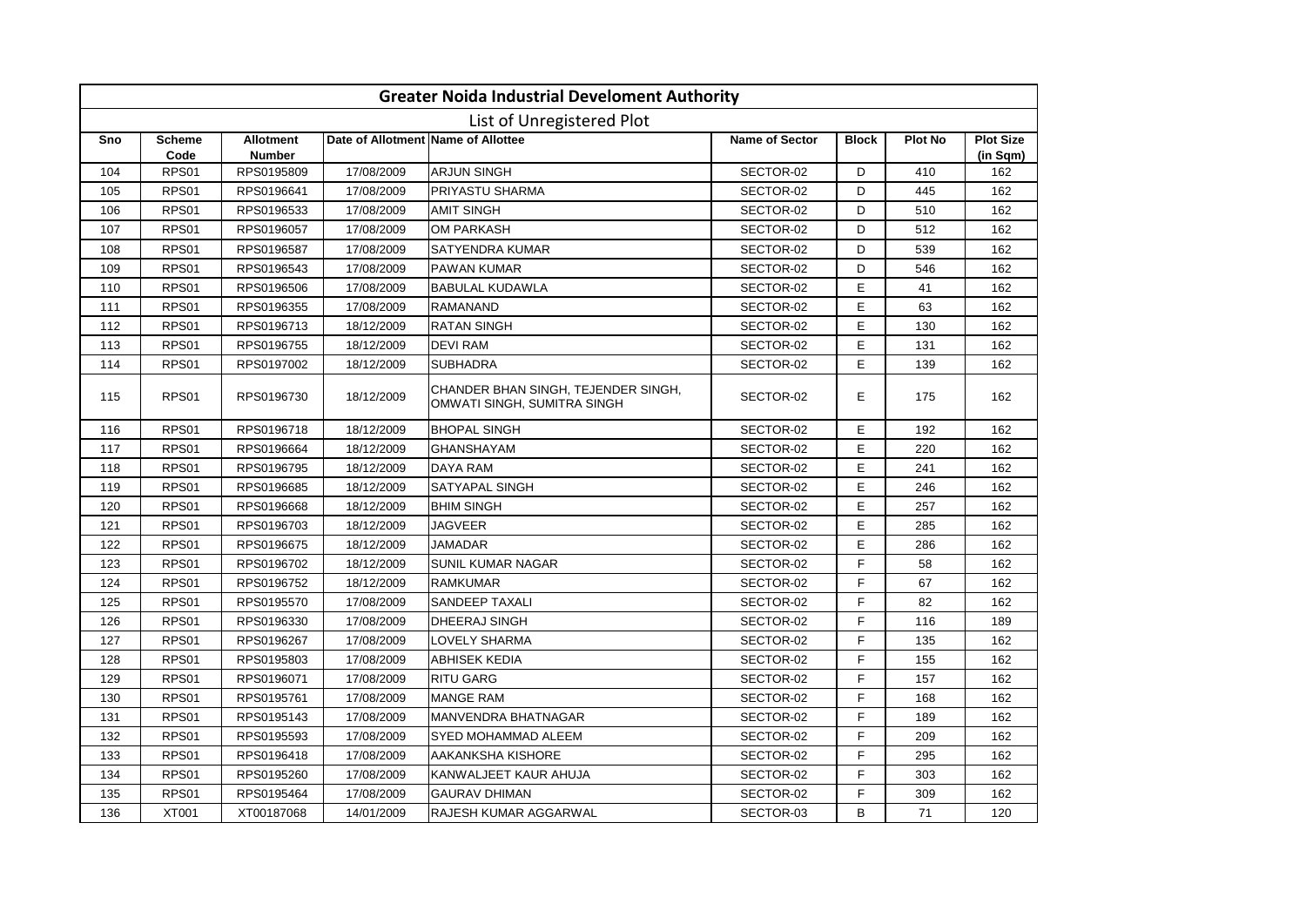# Greater Noida Industrial Develoment Authority

## List of Unregistered Plot

| Sno | Scheme Code | Allotment Number | Date of Allotment | Name of Allottee | Name of Sector | Block | Plot No | Plot Size (in Sqm) |
|---|---|---|---|---|---|---|---|---|
| 104 | RPS01 | RPS0195809 | 17/08/2009 | ARJUN SINGH | SECTOR-02 | D | 410 | 162 |
| 105 | RPS01 | RPS0196641 | 17/08/2009 | PRIYASTU SHARMA | SECTOR-02 | D | 445 | 162 |
| 106 | RPS01 | RPS0196533 | 17/08/2009 | AMIT SINGH | SECTOR-02 | D | 510 | 162 |
| 107 | RPS01 | RPS0196057 | 17/08/2009 | OM PARKASH | SECTOR-02 | D | 512 | 162 |
| 108 | RPS01 | RPS0196587 | 17/08/2009 | SATYENDRA KUMAR | SECTOR-02 | D | 539 | 162 |
| 109 | RPS01 | RPS0196543 | 17/08/2009 | PAWAN KUMAR | SECTOR-02 | D | 546 | 162 |
| 110 | RPS01 | RPS0196506 | 17/08/2009 | BABULAL KUDAWLA | SECTOR-02 | E | 41 | 162 |
| 111 | RPS01 | RPS0196355 | 17/08/2009 | RAMANAND | SECTOR-02 | E | 63 | 162 |
| 112 | RPS01 | RPS0196713 | 18/12/2009 | RATAN SINGH | SECTOR-02 | E | 130 | 162 |
| 113 | RPS01 | RPS0196755 | 18/12/2009 | DEVI RAM | SECTOR-02 | E | 131 | 162 |
| 114 | RPS01 | RPS0197002 | 18/12/2009 | SUBHADRA | SECTOR-02 | E | 139 | 162 |
| 115 | RPS01 | RPS0196730 | 18/12/2009 | CHANDER BHAN SINGH, TEJENDER SINGH, OMWATI SINGH, SUMITRA SINGH | SECTOR-02 | E | 175 | 162 |
| 116 | RPS01 | RPS0196718 | 18/12/2009 | BHOPAL SINGH | SECTOR-02 | E | 192 | 162 |
| 117 | RPS01 | RPS0196664 | 18/12/2009 | GHANSHAYAM | SECTOR-02 | E | 220 | 162 |
| 118 | RPS01 | RPS0196795 | 18/12/2009 | DAYA RAM | SECTOR-02 | E | 241 | 162 |
| 119 | RPS01 | RPS0196685 | 18/12/2009 | SATYAPAL SINGH | SECTOR-02 | E | 246 | 162 |
| 120 | RPS01 | RPS0196668 | 18/12/2009 | BHIM SINGH | SECTOR-02 | E | 257 | 162 |
| 121 | RPS01 | RPS0196703 | 18/12/2009 | JAGVEER | SECTOR-02 | E | 285 | 162 |
| 122 | RPS01 | RPS0196675 | 18/12/2009 | JAMADAR | SECTOR-02 | E | 286 | 162 |
| 123 | RPS01 | RPS0196702 | 18/12/2009 | SUNIL KUMAR NAGAR | SECTOR-02 | F | 58 | 162 |
| 124 | RPS01 | RPS0196752 | 18/12/2009 | RAMKUMAR | SECTOR-02 | F | 67 | 162 |
| 125 | RPS01 | RPS0195570 | 17/08/2009 | SANDEEP TAXALI | SECTOR-02 | F | 82 | 162 |
| 126 | RPS01 | RPS0196330 | 17/08/2009 | DHEERAJ SINGH | SECTOR-02 | F | 116 | 189 |
| 127 | RPS01 | RPS0196267 | 17/08/2009 | LOVELY SHARMA | SECTOR-02 | F | 135 | 162 |
| 128 | RPS01 | RPS0195803 | 17/08/2009 | ABHISEK KEDIA | SECTOR-02 | F | 155 | 162 |
| 129 | RPS01 | RPS0196071 | 17/08/2009 | RITU GARG | SECTOR-02 | F | 157 | 162 |
| 130 | RPS01 | RPS0195761 | 17/08/2009 | MANGE RAM | SECTOR-02 | F | 168 | 162 |
| 131 | RPS01 | RPS0195143 | 17/08/2009 | MANVENDRA BHATNAGAR | SECTOR-02 | F | 189 | 162 |
| 132 | RPS01 | RPS0195593 | 17/08/2009 | SYED MOHAMMAD ALEEM | SECTOR-02 | F | 209 | 162 |
| 133 | RPS01 | RPS0196418 | 17/08/2009 | AAKANKSHA KISHORE | SECTOR-02 | F | 295 | 162 |
| 134 | RPS01 | RPS0195260 | 17/08/2009 | KANWALJEET KAUR AHUJA | SECTOR-02 | F | 303 | 162 |
| 135 | RPS01 | RPS0195464 | 17/08/2009 | GAURAV DHIMAN | SECTOR-02 | F | 309 | 162 |
| 136 | XT001 | XT00187068 | 14/01/2009 | RAJESH KUMAR AGGARWAL | SECTOR-03 | B | 71 | 120 |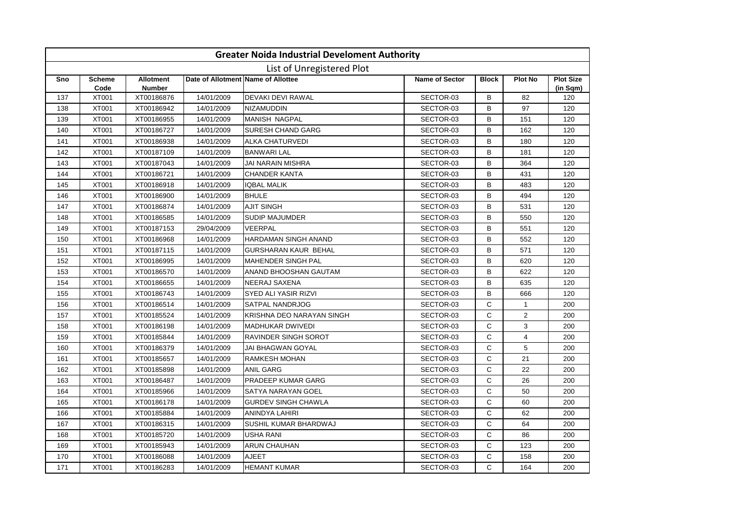# Greater Noida Industrial Develoment Authority

## List of Unregistered Plot

| Sno | Scheme Code | Allotment Number | Date of Allotment | Name of Allottee | Name of Sector | Block | Plot No | Plot Size (in Sqm) |
|---|---|---|---|---|---|---|---|---|
| 137 | XT001 | XT00186876 | 14/01/2009 | DEVAKI DEVI RAWAL | SECTOR-03 | B | 82 | 120 |
| 138 | XT001 | XT00186942 | 14/01/2009 | NIZAMUDDIN | SECTOR-03 | B | 97 | 120 |
| 139 | XT001 | XT00186955 | 14/01/2009 | MANISH NAGPAL | SECTOR-03 | B | 151 | 120 |
| 140 | XT001 | XT00186727 | 14/01/2009 | SURESH CHAND GARG | SECTOR-03 | B | 162 | 120 |
| 141 | XT001 | XT00186938 | 14/01/2009 | ALKA CHATURVEDI | SECTOR-03 | B | 180 | 120 |
| 142 | XT001 | XT00187109 | 14/01/2009 | BANWARI LAL | SECTOR-03 | B | 181 | 120 |
| 143 | XT001 | XT00187043 | 14/01/2009 | JAI NARAIN MISHRA | SECTOR-03 | B | 364 | 120 |
| 144 | XT001 | XT00186721 | 14/01/2009 | CHANDER KANTA | SECTOR-03 | B | 431 | 120 |
| 145 | XT001 | XT00186918 | 14/01/2009 | IQBAL MALIK | SECTOR-03 | B | 483 | 120 |
| 146 | XT001 | XT00186900 | 14/01/2009 | BHULE | SECTOR-03 | B | 494 | 120 |
| 147 | XT001 | XT00186874 | 14/01/2009 | AJIT SINGH | SECTOR-03 | B | 531 | 120 |
| 148 | XT001 | XT00186585 | 14/01/2009 | SUDIP MAJUMDER | SECTOR-03 | B | 550 | 120 |
| 149 | XT001 | XT00187153 | 29/04/2009 | VEERPAL | SECTOR-03 | B | 551 | 120 |
| 150 | XT001 | XT00186968 | 14/01/2009 | HARDAMAN SINGH ANAND | SECTOR-03 | B | 552 | 120 |
| 151 | XT001 | XT00187115 | 14/01/2009 | GURSHARAN KAUR BEHAL | SECTOR-03 | B | 571 | 120 |
| 152 | XT001 | XT00186995 | 14/01/2009 | MAHENDER SINGH PAL | SECTOR-03 | B | 620 | 120 |
| 153 | XT001 | XT00186570 | 14/01/2009 | ANAND BHOOSHAN GAUTAM | SECTOR-03 | B | 622 | 120 |
| 154 | XT001 | XT00186655 | 14/01/2009 | NEERAJ SAXENA | SECTOR-03 | B | 635 | 120 |
| 155 | XT001 | XT00186743 | 14/01/2009 | SYED ALI YASIR RIZVI | SECTOR-03 | B | 666 | 120 |
| 156 | XT001 | XT00186514 | 14/01/2009 | SATPAL NANDRJOG | SECTOR-03 | C | 1 | 200 |
| 157 | XT001 | XT00185524 | 14/01/2009 | KRISHNA DEO NARAYAN SINGH | SECTOR-03 | C | 2 | 200 |
| 158 | XT001 | XT00186198 | 14/01/2009 | MADHUKAR DWIVEDI | SECTOR-03 | C | 3 | 200 |
| 159 | XT001 | XT00185844 | 14/01/2009 | RAVINDER SINGH SOROT | SECTOR-03 | C | 4 | 200 |
| 160 | XT001 | XT00186379 | 14/01/2009 | JAI BHAGWAN GOYAL | SECTOR-03 | C | 5 | 200 |
| 161 | XT001 | XT00185657 | 14/01/2009 | RAMKESH MOHAN | SECTOR-03 | C | 21 | 200 |
| 162 | XT001 | XT00185898 | 14/01/2009 | ANIL GARG | SECTOR-03 | C | 22 | 200 |
| 163 | XT001 | XT00186487 | 14/01/2009 | PRADEEP KUMAR GARG | SECTOR-03 | C | 26 | 200 |
| 164 | XT001 | XT00185966 | 14/01/2009 | SATYA NARAYAN GOEL | SECTOR-03 | C | 50 | 200 |
| 165 | XT001 | XT00186178 | 14/01/2009 | GURDEV SINGH CHAWLA | SECTOR-03 | C | 60 | 200 |
| 166 | XT001 | XT00185884 | 14/01/2009 | ANINDYA LAHIRI | SECTOR-03 | C | 62 | 200 |
| 167 | XT001 | XT00186315 | 14/01/2009 | SUSHIL KUMAR BHARDWAJ | SECTOR-03 | C | 64 | 200 |
| 168 | XT001 | XT00185720 | 14/01/2009 | USHA RANI | SECTOR-03 | C | 86 | 200 |
| 169 | XT001 | XT00185943 | 14/01/2009 | ARUN CHAUHAN | SECTOR-03 | C | 123 | 200 |
| 170 | XT001 | XT00186088 | 14/01/2009 | AJEET | SECTOR-03 | C | 158 | 200 |
| 171 | XT001 | XT00186283 | 14/01/2009 | HEMANT KUMAR | SECTOR-03 | C | 164 | 200 |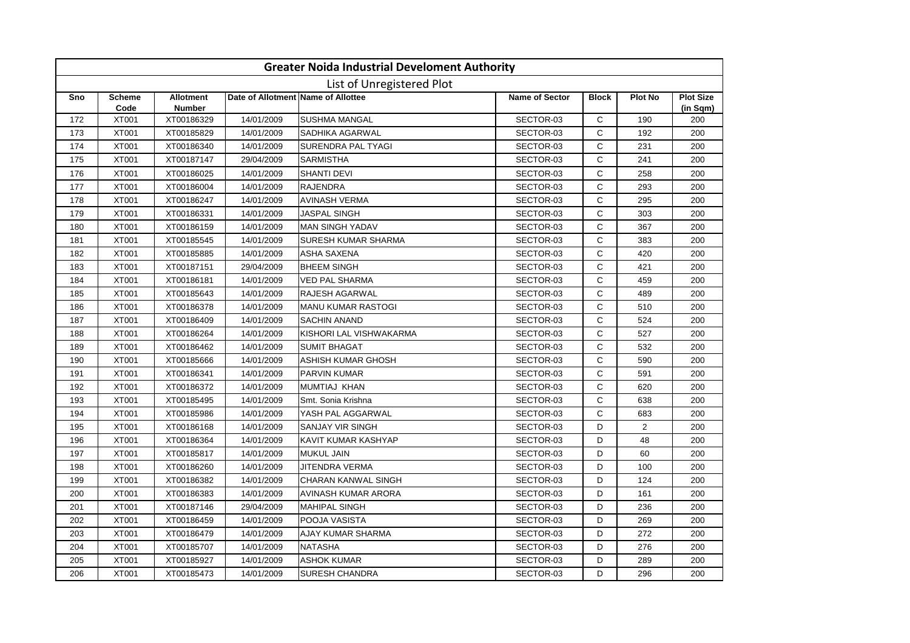# Greater Noida Industrial Develoment Authority

## List of Unregistered Plot

| Sno | Scheme Code | Allotment Number | Date of Allotment | Name of Allottee | Name of Sector | Block | Plot No | Plot Size (in Sqm) |
|---|---|---|---|---|---|---|---|---|
| 172 | XT001 | XT00186329 | 14/01/2009 | SUSHMA MANGAL | SECTOR-03 | C | 190 | 200 |
| 173 | XT001 | XT00185829 | 14/01/2009 | SADHIKA AGARWAL | SECTOR-03 | C | 192 | 200 |
| 174 | XT001 | XT00186340 | 14/01/2009 | SURENDRA PAL TYAGI | SECTOR-03 | C | 231 | 200 |
| 175 | XT001 | XT00187147 | 29/04/2009 | SARMISTHA | SECTOR-03 | C | 241 | 200 |
| 176 | XT001 | XT00186025 | 14/01/2009 | SHANTI DEVI | SECTOR-03 | C | 258 | 200 |
| 177 | XT001 | XT00186004 | 14/01/2009 | RAJENDRA | SECTOR-03 | C | 293 | 200 |
| 178 | XT001 | XT00186247 | 14/01/2009 | AVINASH VERMA | SECTOR-03 | C | 295 | 200 |
| 179 | XT001 | XT00186331 | 14/01/2009 | JASPAL SINGH | SECTOR-03 | C | 303 | 200 |
| 180 | XT001 | XT00186159 | 14/01/2009 | MAN SINGH YADAV | SECTOR-03 | C | 367 | 200 |
| 181 | XT001 | XT00185545 | 14/01/2009 | SURESH KUMAR SHARMA | SECTOR-03 | C | 383 | 200 |
| 182 | XT001 | XT00185885 | 14/01/2009 | ASHA SAXENA | SECTOR-03 | C | 420 | 200 |
| 183 | XT001 | XT00187151 | 29/04/2009 | BHEEM SINGH | SECTOR-03 | C | 421 | 200 |
| 184 | XT001 | XT00186181 | 14/01/2009 | VED PAL SHARMA | SECTOR-03 | C | 459 | 200 |
| 185 | XT001 | XT00185643 | 14/01/2009 | RAJESH AGARWAL | SECTOR-03 | C | 489 | 200 |
| 186 | XT001 | XT00186378 | 14/01/2009 | MANU KUMAR RASTOGI | SECTOR-03 | C | 510 | 200 |
| 187 | XT001 | XT00186409 | 14/01/2009 | SACHIN ANAND | SECTOR-03 | C | 524 | 200 |
| 188 | XT001 | XT00186264 | 14/01/2009 | KISHORI LAL VISHWAKARMA | SECTOR-03 | C | 527 | 200 |
| 189 | XT001 | XT00186462 | 14/01/2009 | SUMIT BHAGAT | SECTOR-03 | C | 532 | 200 |
| 190 | XT001 | XT00185666 | 14/01/2009 | ASHISH KUMAR GHOSH | SECTOR-03 | C | 590 | 200 |
| 191 | XT001 | XT00186341 | 14/01/2009 | PARVIN KUMAR | SECTOR-03 | C | 591 | 200 |
| 192 | XT001 | XT00186372 | 14/01/2009 | MUMTIAJ KHAN | SECTOR-03 | C | 620 | 200 |
| 193 | XT001 | XT00185495 | 14/01/2009 | Smt. Sonia Krishna | SECTOR-03 | C | 638 | 200 |
| 194 | XT001 | XT00185986 | 14/01/2009 | YASH PAL AGGARWAL | SECTOR-03 | C | 683 | 200 |
| 195 | XT001 | XT00186168 | 14/01/2009 | SANJAY VIR SINGH | SECTOR-03 | D | 2 | 200 |
| 196 | XT001 | XT00186364 | 14/01/2009 | KAVIT KUMAR KASHYAP | SECTOR-03 | D | 48 | 200 |
| 197 | XT001 | XT00185817 | 14/01/2009 | MUKUL JAIN | SECTOR-03 | D | 60 | 200 |
| 198 | XT001 | XT00186260 | 14/01/2009 | JITENDRA VERMA | SECTOR-03 | D | 100 | 200 |
| 199 | XT001 | XT00186382 | 14/01/2009 | CHARAN KANWAL SINGH | SECTOR-03 | D | 124 | 200 |
| 200 | XT001 | XT00186383 | 14/01/2009 | AVINASH KUMAR ARORA | SECTOR-03 | D | 161 | 200 |
| 201 | XT001 | XT00187146 | 29/04/2009 | MAHIPAL SINGH | SECTOR-03 | D | 236 | 200 |
| 202 | XT001 | XT00186459 | 14/01/2009 | POOJA VASISTA | SECTOR-03 | D | 269 | 200 |
| 203 | XT001 | XT00186479 | 14/01/2009 | AJAY KUMAR SHARMA | SECTOR-03 | D | 272 | 200 |
| 204 | XT001 | XT00185707 | 14/01/2009 | NATASHA | SECTOR-03 | D | 276 | 200 |
| 205 | XT001 | XT00185927 | 14/01/2009 | ASHOK KUMAR | SECTOR-03 | D | 289 | 200 |
| 206 | XT001 | XT00185473 | 14/01/2009 | SURESH CHANDRA | SECTOR-03 | D | 296 | 200 |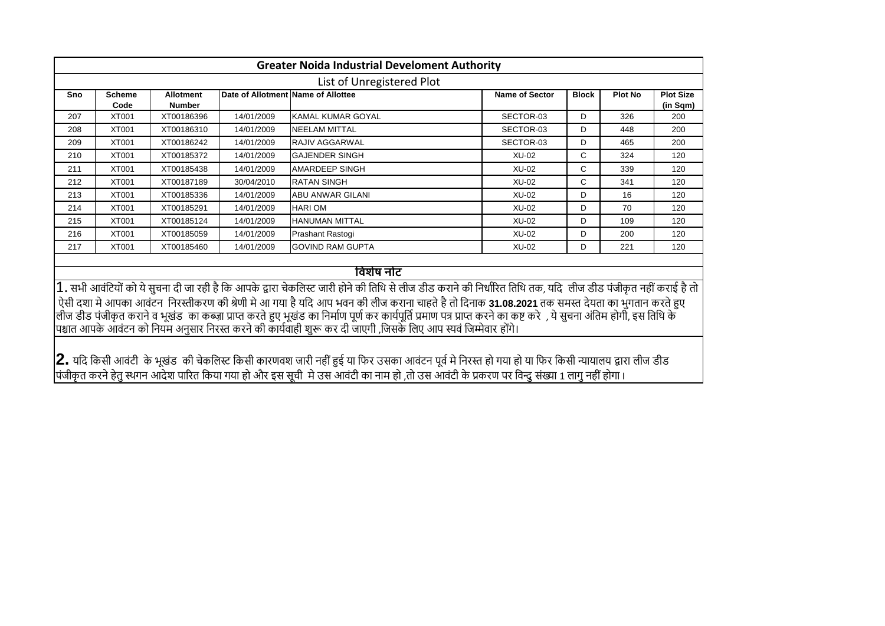# Greater Noida Industrial Develoment Authority

## List of Unregistered Plot

| Sno | Scheme Code | Allotment Number | Date of Allotment | Name of Allottee | Name of Sector | Block | Plot No | Plot Size (in Sqm) |
|---|---|---|---|---|---|---|---|---|
| 207 | XT001 | XT00186396 | 14/01/2009 | KAMAL KUMAR GOYAL | SECTOR-03 | D | 326 | 200 |
| 208 | XT001 | XT00186310 | 14/01/2009 | NEELAM MITTAL | SECTOR-03 | D | 448 | 200 |
| 209 | XT001 | XT00186242 | 14/01/2009 | RAJIV AGGARWAL | SECTOR-03 | D | 465 | 200 |
| 210 | XT001 | XT00185372 | 14/01/2009 | GAJENDER SINGH | XU-02 | C | 324 | 120 |
| 211 | XT001 | XT00185438 | 14/01/2009 | AMARDEEP SINGH | XU-02 | C | 339 | 120 |
| 212 | XT001 | XT00187189 | 30/04/2010 | RATAN SINGH | XU-02 | C | 341 | 120 |
| 213 | XT001 | XT00185336 | 14/01/2009 | ABU ANWAR GILANI | XU-02 | D | 16 | 120 |
| 214 | XT001 | XT00185291 | 14/01/2009 | HARI OM | XU-02 | D | 70 | 120 |
| 215 | XT001 | XT00185124 | 14/01/2009 | HANUMAN MITTAL | XU-02 | D | 109 | 120 |
| 216 | XT001 | XT00185059 | 14/01/2009 | Prashant Rastogi | XU-02 | D | 200 | 120 |
| 217 | XT001 | XT00185460 | 14/01/2009 | GOVIND RAM GUPTA | XU-02 | D | 221 | 120 |

### विशेष नोट

**1.** सभी आवंटियों को ये सुचना दी जा रही है कि आपके द्वारा चेकलिस्ट जारी होने की तिथि से लीज डीड कराने की निर्धारित तिथि तक, यदि लीज डीड पंजीकृत नहीं कराई है तो ऐसी दशा मे आपका आवंटन निरस्तीकरण की श्रेणी मे आ गया है यदि आप भवन की लीज कराना चाहते है तो दिनाक **31.08.2021** तक समस्त देयता का भुगतान करते हुए लीज डीड पंजीकृत कराने व भूखंड का कब्ज़ा प्राप्त करते हुए भूखंड का निर्माण पूर्ण कर कार्यपूर्ति प्रमाण पत्र प्राप्त करने का कष्ट करे , ये सुचना अंतिम होगी, इस तिथि के पश्चात आपके आवंटन को नियम अनुसार निरस्त करने की कार्यवाही शुरू कर दी जाएगी ,जिसके लिए आप स्वयं जिम्मेवार होंगे।

**2.** यदि किसी आवंटी के भूखंड की चेकलिस्ट किसी कारणवश जारी नहीं हुई या फिर उसका आवंटन पूर्व मे निरस्त हो गया हो या फिर किसी न्यायालय द्वारा लीज डीड पंजीकृत करने हेतु स्थगन आदेश पारित किया गया हो और इस सूची मे उस आवंटी का नाम हो ,तो उस आवंटी के प्रकरण पर विन्दु संख्या 1 लागु नहीं होगा।